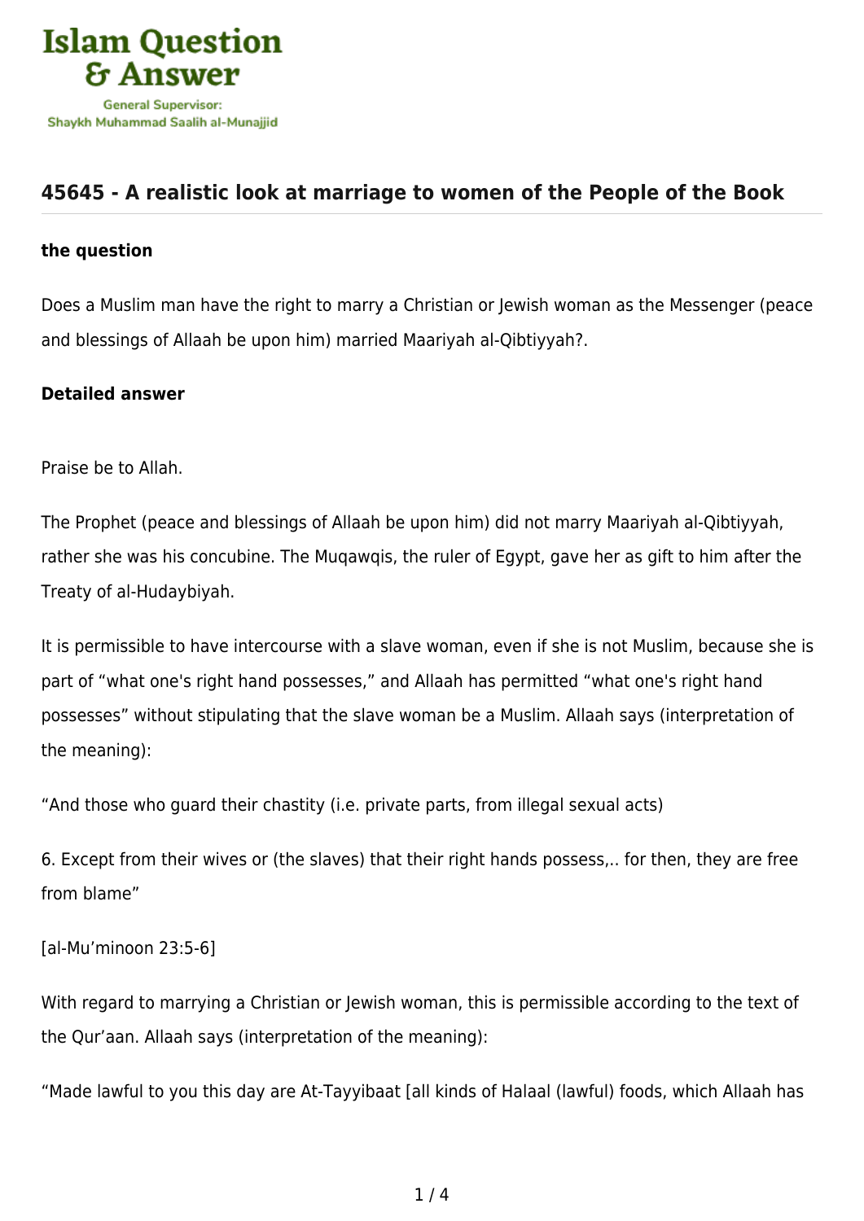# 45645 - A realistic look at marriage to women of the People of the Book

### the question

Does a Muslim man have the right to marry a Christian or Jewish woman as the Messenger (peace and blessings of Allaah be upon him) married Maariyah al-Qibtiyyah?.

### Detailed answer

Praise be to Allah.

The Prophet (peace and blessings of Allaah be upon him) did not marry Maariyah al-Qibtiyyah, rather she was his concubine. The Muqawqis, the ruler of Egypt, gave her as gift to him after the Treaty of al-Hudaybiyah.

It is permissible to have intercourse with a slave woman, even if she is not Muslim, because she is part of "what one's right hand possesses," and Allaah has permitted "what one's right hand possesses" without stipulating that the slave woman be a Muslim. Allaah says (interpretation of the meaning):

"And those who guard their chastity (i.e. private parts, from illegal sexual acts)

6. Except from their wives or (the slaves) that their right hands possess,.. for then, they are free from blame"

[al-Mu'minoon 23:5-6]

With regard to marrying a Christian or Jewish woman, this is permissible according to the text of the Qur'aan. Allaah says (interpretation of the meaning):

"Made lawful to you this day are At-Tayyibaat [all kinds of Halaal (lawful) foods, which Allaah has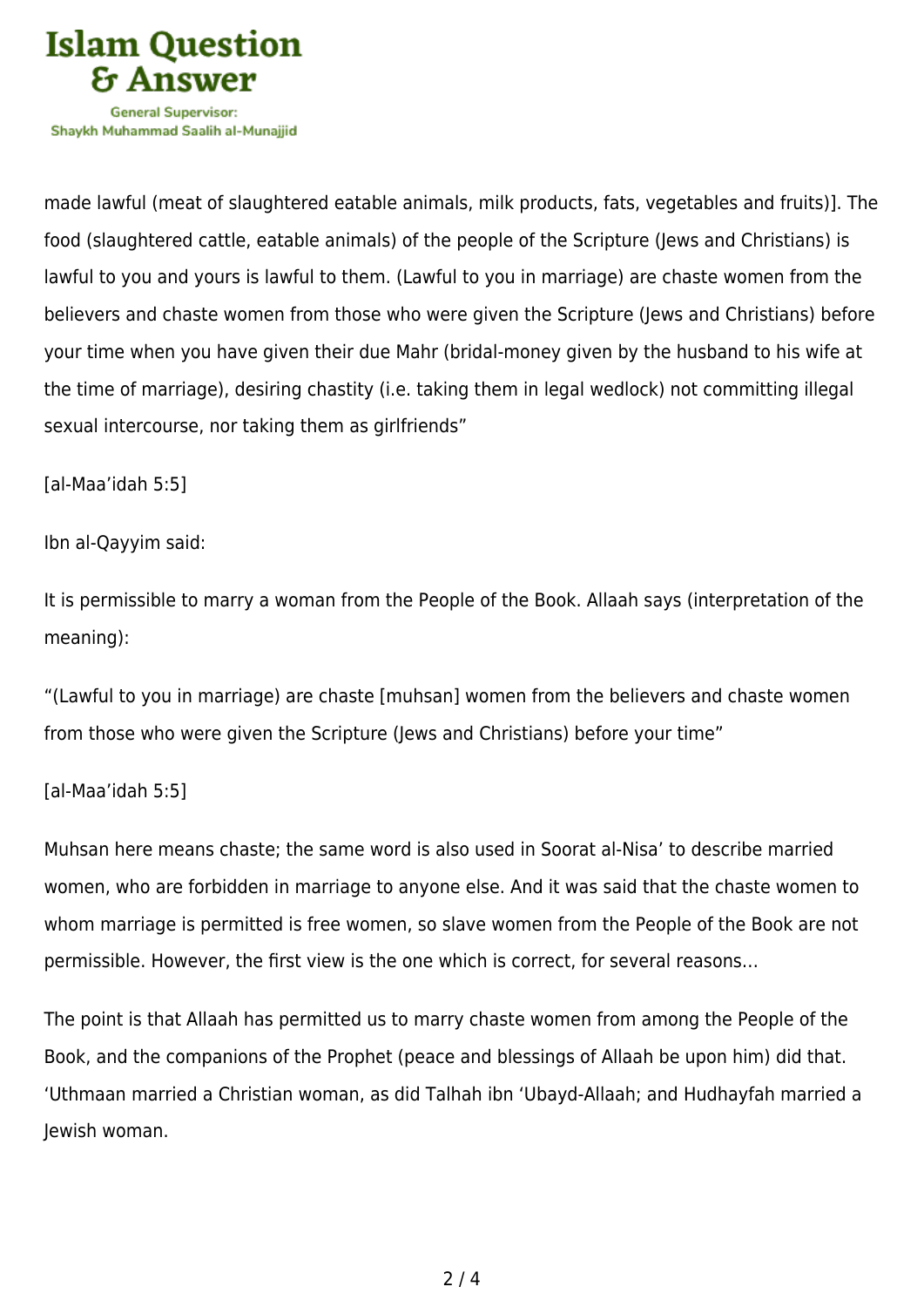made lawful (meat of slaughtered eatable animals, milk products, fats, vegetables and fruits)]. The food (slaughtered cattle, eatable animals) of the people of the Scripture (Jews and Christians) is lawful to you and yours is lawful to them. (Lawful to you in marriage) are chaste women from the believers and chaste women from those who were given the Scripture (Jews and Christians) before your time when you have given their due Mahr (bridal-money given by the husband to his wife at the time of marriage), desiring chastity (i.e. taking them in legal wedlock) not committing illegal sexual intercourse, nor taking them as girlfriends"

[al-Maa'idah 5:5]

Ibn al-Qayyim said:

It is permissible to marry a woman from the People of the Book. Allaah says (interpretation of the meaning):

"(Lawful to you in marriage) are chaste [muhsan] women from the believers and chaste women from those who were given the Scripture (Jews and Christians) before your time"

[al-Maa'idah 5:5]

Muhsan here means chaste; the same word is also used in Soorat al-Nisa' to describe married women, who are forbidden in marriage to anyone else. And it was said that the chaste women to whom marriage is permitted is free women, so slave women from the People of the Book are not permissible. However, the first view is the one which is correct, for several reasons…

The point is that Allaah has permitted us to marry chaste women from among the People of the Book, and the companions of the Prophet (peace and blessings of Allaah be upon him) did that. 'Uthmaan married a Christian woman, as did Talhah ibn 'Ubayd-Allaah; and Hudhayfah married a Jewish woman.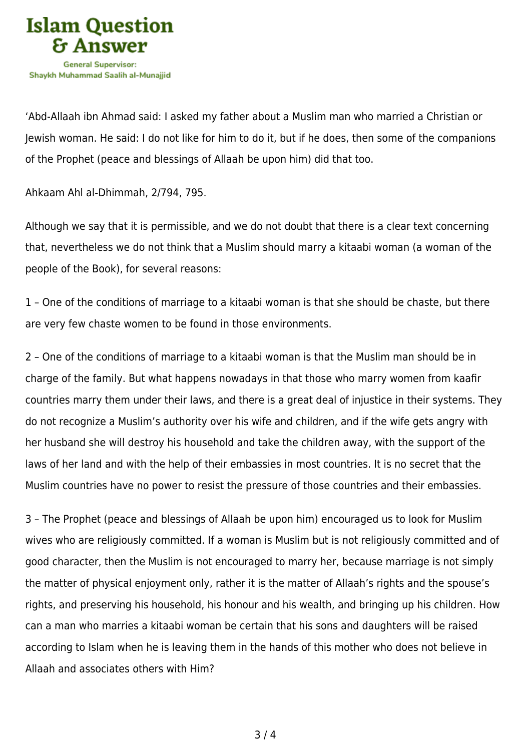'Abd-Allaah ibn Ahmad said: I asked my father about a Muslim man who married a Christian or Jewish woman. He said: I do not like for him to do it, but if he does, then some of the companions of the Prophet (peace and blessings of Allaah be upon him) did that too.

Ahkaam Ahl al-Dhimmah, 2/794, 795.

Although we say that it is permissible, and we do not doubt that there is a clear text concerning that, nevertheless we do not think that a Muslim should marry a kitaabi woman (a woman of the people of the Book), for several reasons:

1 – One of the conditions of marriage to a kitaabi woman is that she should be chaste, but there are very few chaste women to be found in those environments.

2 – One of the conditions of marriage to a kitaabi woman is that the Muslim man should be in charge of the family. But what happens nowadays in that those who marry women from kaafir countries marry them under their laws, and there is a great deal of injustice in their systems. They do not recognize a Muslim's authority over his wife and children, and if the wife gets angry with her husband she will destroy his household and take the children away, with the support of the laws of her land and with the help of their embassies in most countries. It is no secret that the Muslim countries have no power to resist the pressure of those countries and their embassies.

3 – The Prophet (peace and blessings of Allaah be upon him) encouraged us to look for Muslim wives who are religiously committed. If a woman is Muslim but is not religiously committed and of good character, then the Muslim is not encouraged to marry her, because marriage is not simply the matter of physical enjoyment only, rather it is the matter of Allaah's rights and the spouse's rights, and preserving his household, his honour and his wealth, and bringing up his children. How can a man who marries a kitaabi woman be certain that his sons and daughters will be raised according to Islam when he is leaving them in the hands of this mother who does not believe in Allaah and associates others with Him?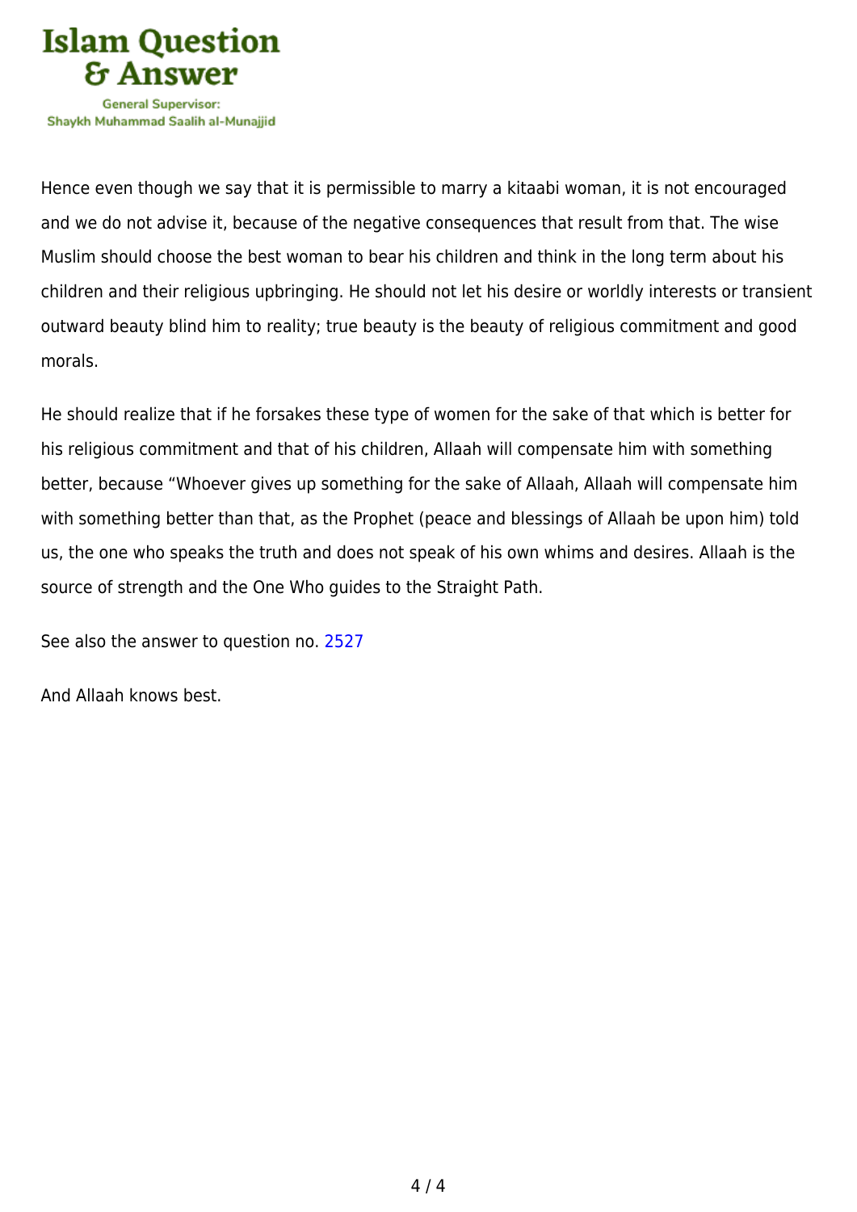Hence even though we say that it is permissible to marry a kitaabi woman, it is not encouraged and we do not advise it, because of the negative consequences that result from that. The wise Muslim should choose the best woman to bear his children and think in the long term about his children and their religious upbringing. He should not let his desire or worldly interests or transient outward beauty blind him to reality; true beauty is the beauty of religious commitment and good morals.

He should realize that if he forsakes these type of women for the sake of that which is better for his religious commitment and that of his children, Allaah will compensate him with something better, because "Whoever gives up something for the sake of Allaah, Allaah will compensate him with something better than that, as the Prophet (peace and blessings of Allaah be upon him) told us, the one who speaks the truth and does not speak of his own whims and desires. Allaah is the source of strength and the One Who guides to the Straight Path.

See also the answer to question no. 2527

And Allaah knows best.